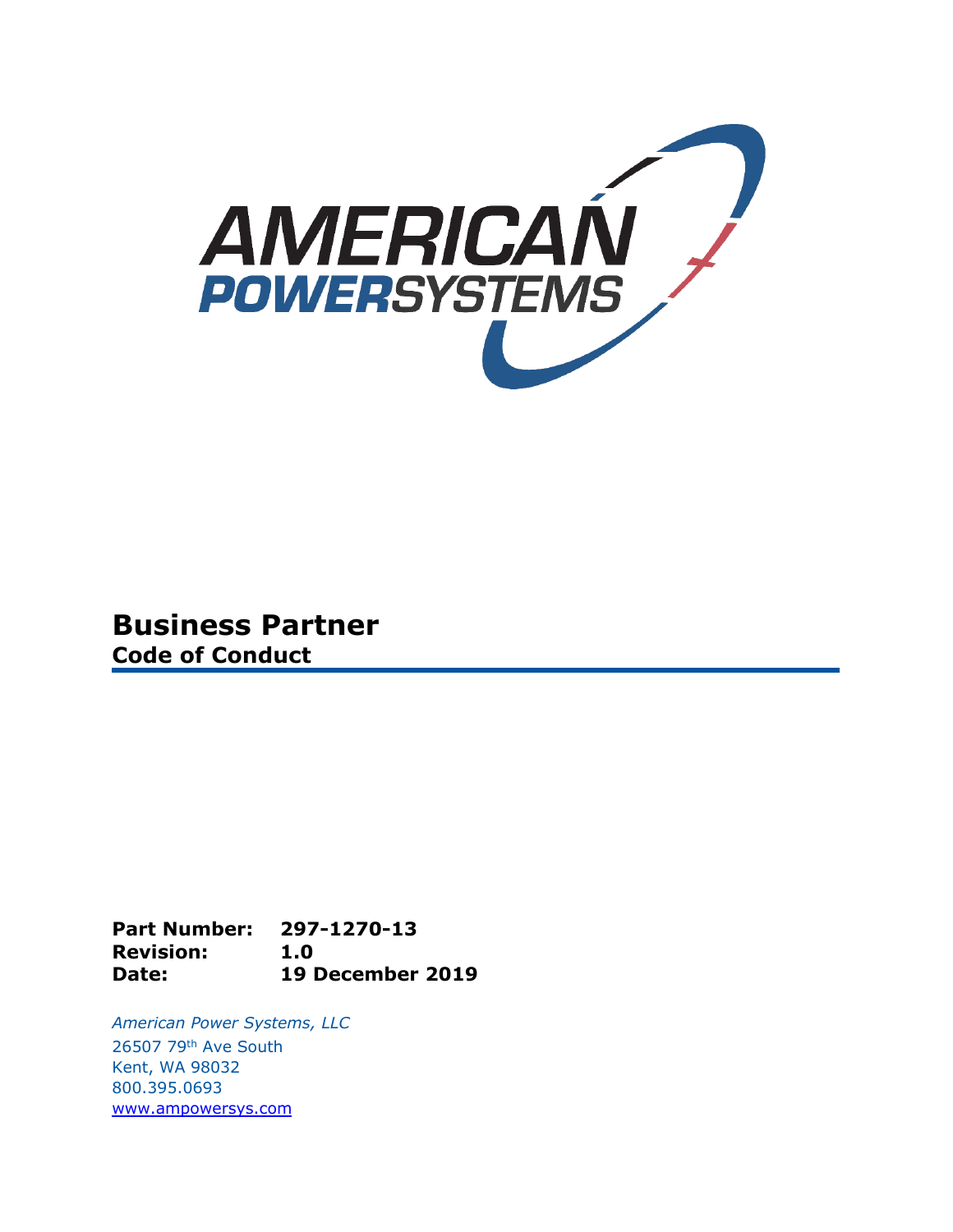AMERICAN POWERSYSTEMS

# Business Partner
## Code of Conduct

**Part Number:** **297-1270-13**
**Revision:** **1.0**
**Date:** **19 December 2019**

*American Power Systems, LLC*
26507 79th Ave South
Kent, WA 98032
800.395.0693
www.ampowersys.com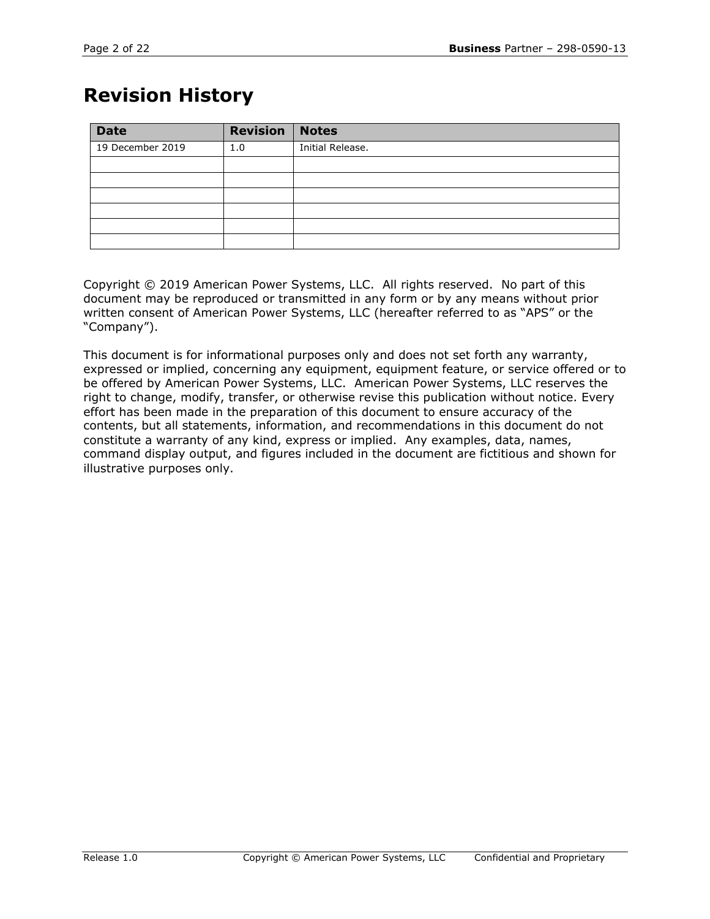# Revision History

| Date | Revision | Notes |
|---|---|---|
| 19 December 2019 | 1.0 | Initial Release. |
| | | |
| | | |
| | | |
| | | |
| | | |
| | | |

Copyright © 2019 American Power Systems, LLC. All rights reserved. No part of this document may be reproduced or transmitted in any form or by any means without prior written consent of American Power Systems, LLC (hereafter referred to as "APS" or the "Company").

This document is for informational purposes only and does not set forth any warranty, expressed or implied, concerning any equipment, equipment feature, or service offered or to be offered by American Power Systems, LLC. American Power Systems, LLC reserves the right to change, modify, transfer, or otherwise revise this publication without notice. Every effort has been made in the preparation of this document to ensure accuracy of the contents, but all statements, information, and recommendations in this document do not constitute a warranty of any kind, express or implied. Any examples, data, names, command display output, and figures included in the document are fictitious and shown for illustrative purposes only.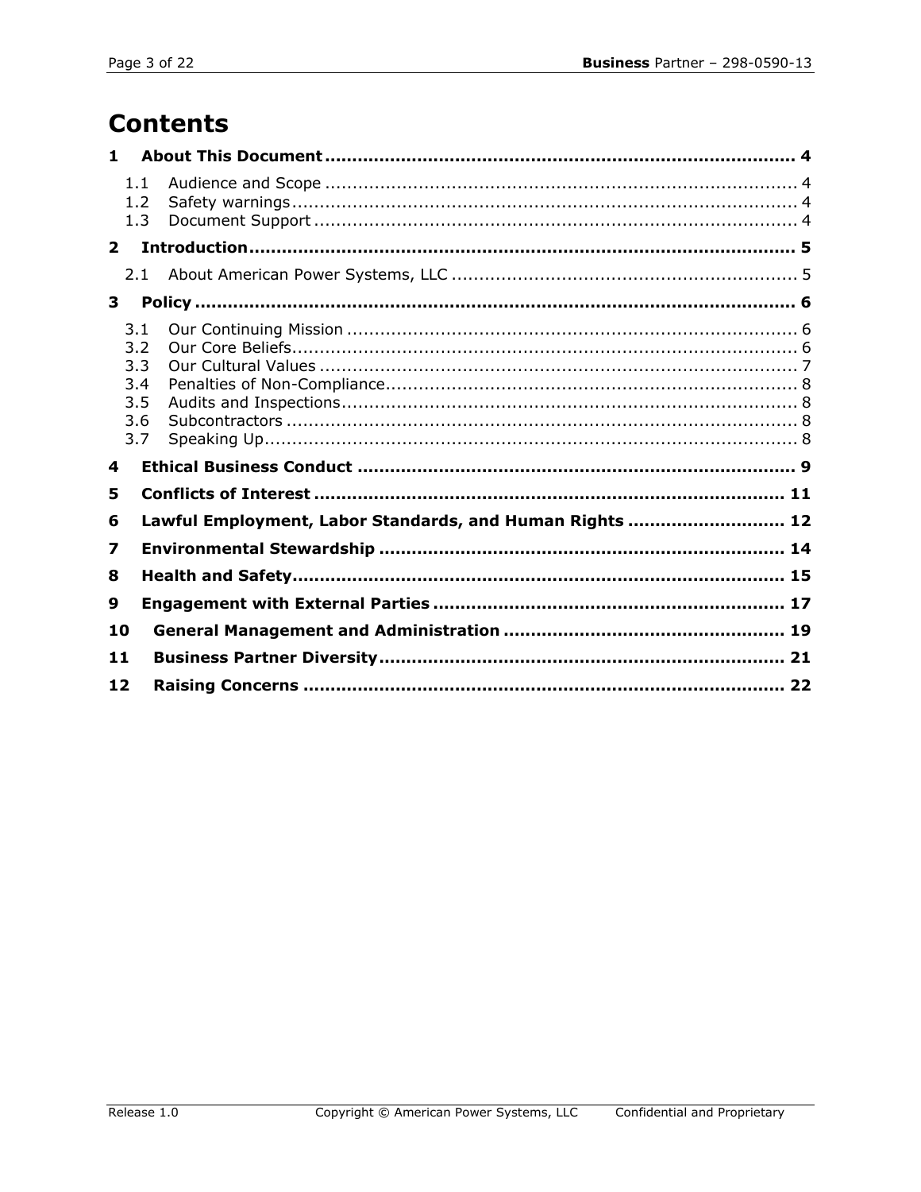# Contents

**1 About This Document** ..... **4**

- 1.1 Audience and Scope ..... 4
- 1.2 Safety warnings ..... 4
- 1.3 Document Support ..... 4

**2 Introduction** ..... **5**

- 2.1 About American Power Systems, LLC ..... 5

**3 Policy** ..... **6**

- 3.1 Our Continuing Mission ..... 6
- 3.2 Our Core Beliefs ..... 6
- 3.3 Our Cultural Values ..... 7
- 3.4 Penalties of Non-Compliance ..... 8
- 3.5 Audits and Inspections ..... 8
- 3.6 Subcontractors ..... 8
- 3.7 Speaking Up ..... 8

**4 Ethical Business Conduct** ..... **9**

**5 Conflicts of Interest** ..... **11**

**6 Lawful Employment, Labor Standards, and Human Rights** ..... **12**

**7 Environmental Stewardship** ..... **14**

**8 Health and Safety** ..... **15**

**9 Engagement with External Parties** ..... **17**

**10 General Management and Administration** ..... **19**

**11 Business Partner Diversity** ..... **21**

**12 Raising Concerns** ..... **22**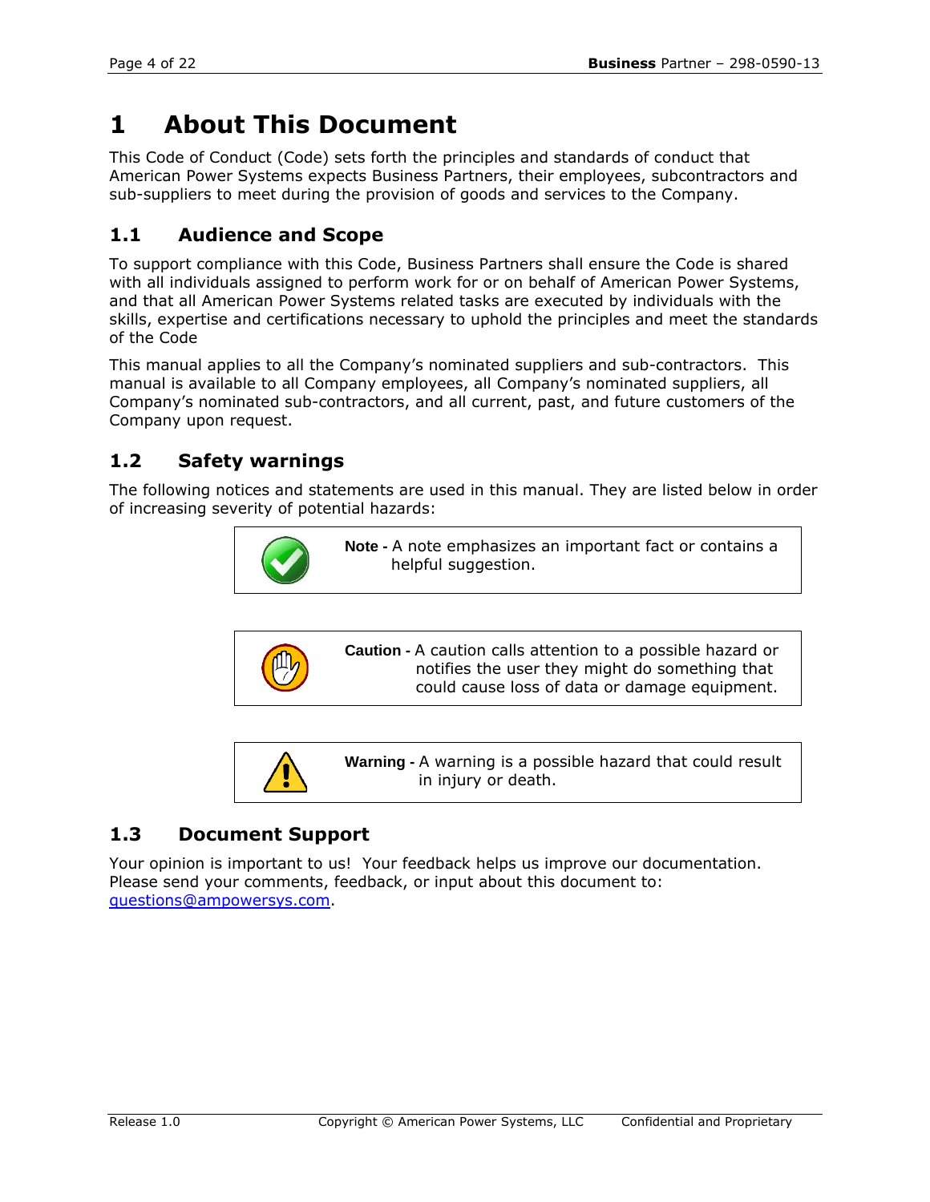# 1 About This Document

This Code of Conduct (Code) sets forth the principles and standards of conduct that American Power Systems expects Business Partners, their employees, subcontractors and sub-suppliers to meet during the provision of goods and services to the Company.

## 1.1 Audience and Scope

To support compliance with this Code, Business Partners shall ensure the Code is shared with all individuals assigned to perform work for or on behalf of American Power Systems, and that all American Power Systems related tasks are executed by individuals with the skills, expertise and certifications necessary to uphold the principles and meet the standards of the Code

This manual applies to all the Company's nominated suppliers and sub-contractors. This manual is available to all Company employees, all Company's nominated suppliers, all Company's nominated sub-contractors, and all current, past, and future customers of the Company upon request.

## 1.2 Safety warnings

The following notices and statements are used in this manual. They are listed below in order of increasing severity of potential hazards:

**Note -** A note emphasizes an important fact or contains a helpful suggestion.

**Caution -** A caution calls attention to a possible hazard or notifies the user they might do something that could cause loss of data or damage equipment.

**Warning -** A warning is a possible hazard that could result in injury or death.

## 1.3 Document Support

Your opinion is important to us! Your feedback helps us improve our documentation. Please send your comments, feedback, or input about this document to: questions@ampowersys.com.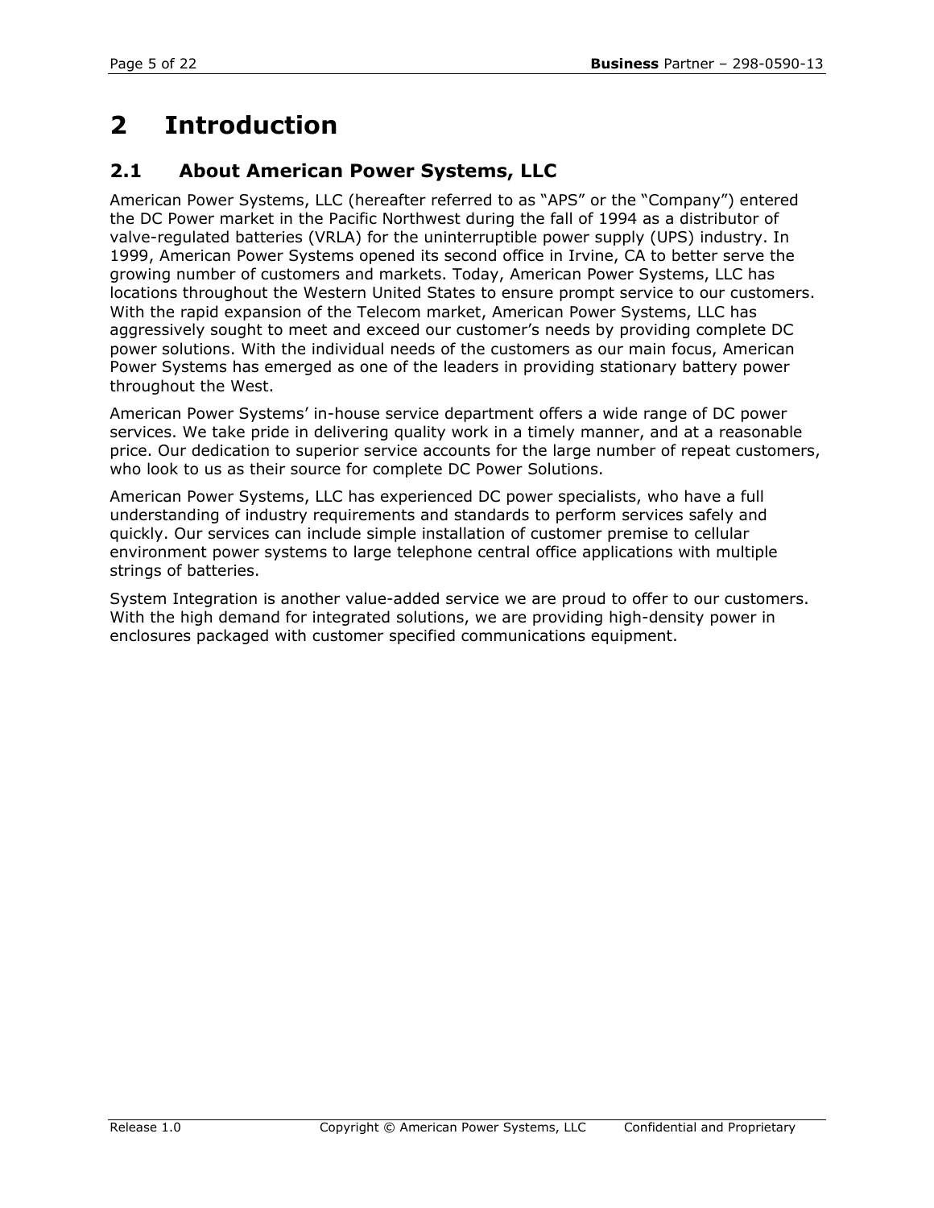# 2 Introduction

## 2.1 About American Power Systems, LLC

American Power Systems, LLC (hereafter referred to as "APS" or the "Company") entered the DC Power market in the Pacific Northwest during the fall of 1994 as a distributor of valve-regulated batteries (VRLA) for the uninterruptible power supply (UPS) industry. In 1999, American Power Systems opened its second office in Irvine, CA to better serve the growing number of customers and markets. Today, American Power Systems, LLC has locations throughout the Western United States to ensure prompt service to our customers. With the rapid expansion of the Telecom market, American Power Systems, LLC has aggressively sought to meet and exceed our customer's needs by providing complete DC power solutions. With the individual needs of the customers as our main focus, American Power Systems has emerged as one of the leaders in providing stationary battery power throughout the West.

American Power Systems' in-house service department offers a wide range of DC power services. We take pride in delivering quality work in a timely manner, and at a reasonable price. Our dedication to superior service accounts for the large number of repeat customers, who look to us as their source for complete DC Power Solutions.

American Power Systems, LLC has experienced DC power specialists, who have a full understanding of industry requirements and standards to perform services safely and quickly. Our services can include simple installation of customer premise to cellular environment power systems to large telephone central office applications with multiple strings of batteries.

System Integration is another value-added service we are proud to offer to our customers. With the high demand for integrated solutions, we are providing high-density power in enclosures packaged with customer specified communications equipment.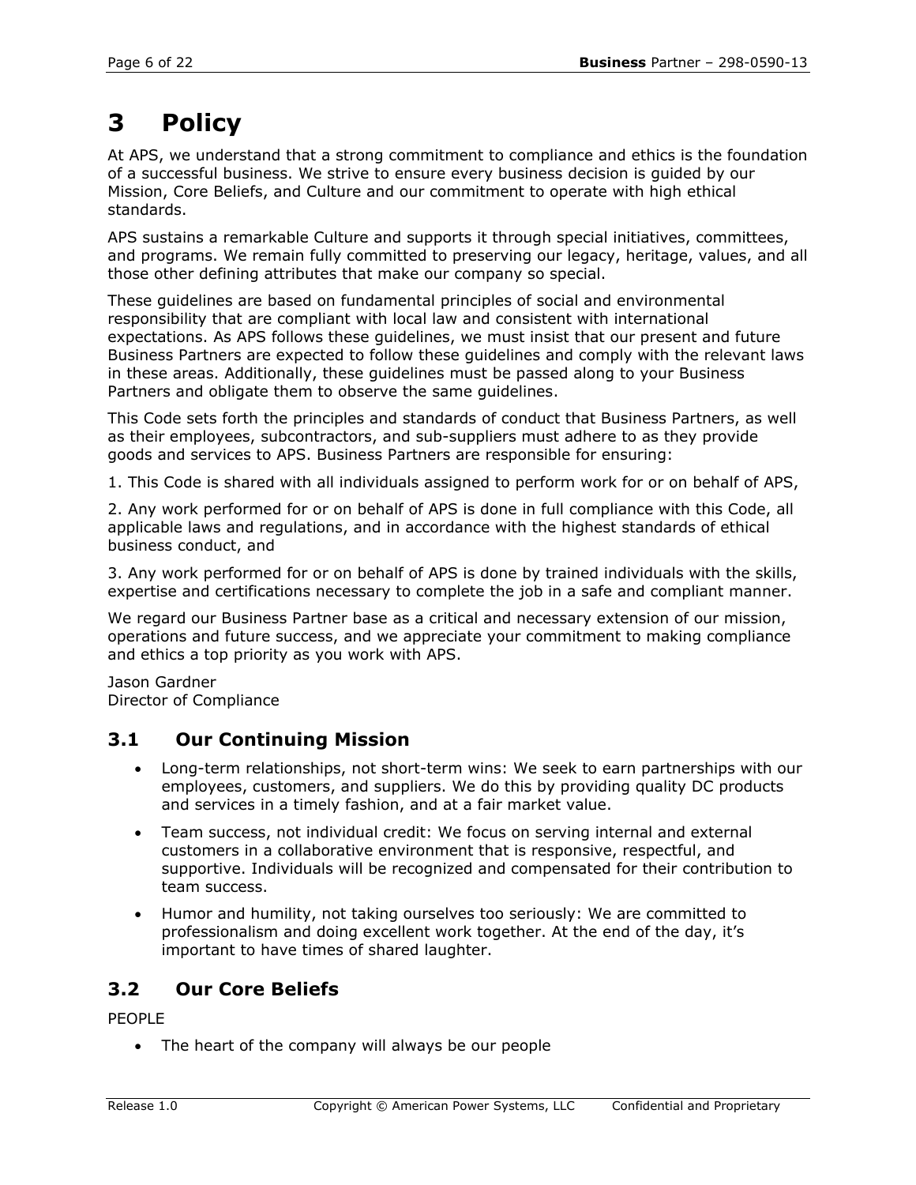# 3 Policy

At APS, we understand that a strong commitment to compliance and ethics is the foundation of a successful business. We strive to ensure every business decision is guided by our Mission, Core Beliefs, and Culture and our commitment to operate with high ethical standards.

APS sustains a remarkable Culture and supports it through special initiatives, committees, and programs. We remain fully committed to preserving our legacy, heritage, values, and all those other defining attributes that make our company so special.

These guidelines are based on fundamental principles of social and environmental responsibility that are compliant with local law and consistent with international expectations. As APS follows these guidelines, we must insist that our present and future Business Partners are expected to follow these guidelines and comply with the relevant laws in these areas. Additionally, these guidelines must be passed along to your Business Partners and obligate them to observe the same guidelines.

This Code sets forth the principles and standards of conduct that Business Partners, as well as their employees, subcontractors, and sub-suppliers must adhere to as they provide goods and services to APS. Business Partners are responsible for ensuring:

1. This Code is shared with all individuals assigned to perform work for or on behalf of APS,

2. Any work performed for or on behalf of APS is done in full compliance with this Code, all applicable laws and regulations, and in accordance with the highest standards of ethical business conduct, and

3. Any work performed for or on behalf of APS is done by trained individuals with the skills, expertise and certifications necessary to complete the job in a safe and compliant manner.

We regard our Business Partner base as a critical and necessary extension of our mission, operations and future success, and we appreciate your commitment to making compliance and ethics a top priority as you work with APS.

Jason Gardner
Director of Compliance

## 3.1 Our Continuing Mission

- Long-term relationships, not short-term wins: We seek to earn partnerships with our employees, customers, and suppliers. We do this by providing quality DC products and services in a timely fashion, and at a fair market value.
- Team success, not individual credit: We focus on serving internal and external customers in a collaborative environment that is responsive, respectful, and supportive. Individuals will be recognized and compensated for their contribution to team success.
- Humor and humility, not taking ourselves too seriously: We are committed to professionalism and doing excellent work together. At the end of the day, it’s important to have times of shared laughter.

## 3.2 Our Core Beliefs

PEOPLE

- The heart of the company will always be our people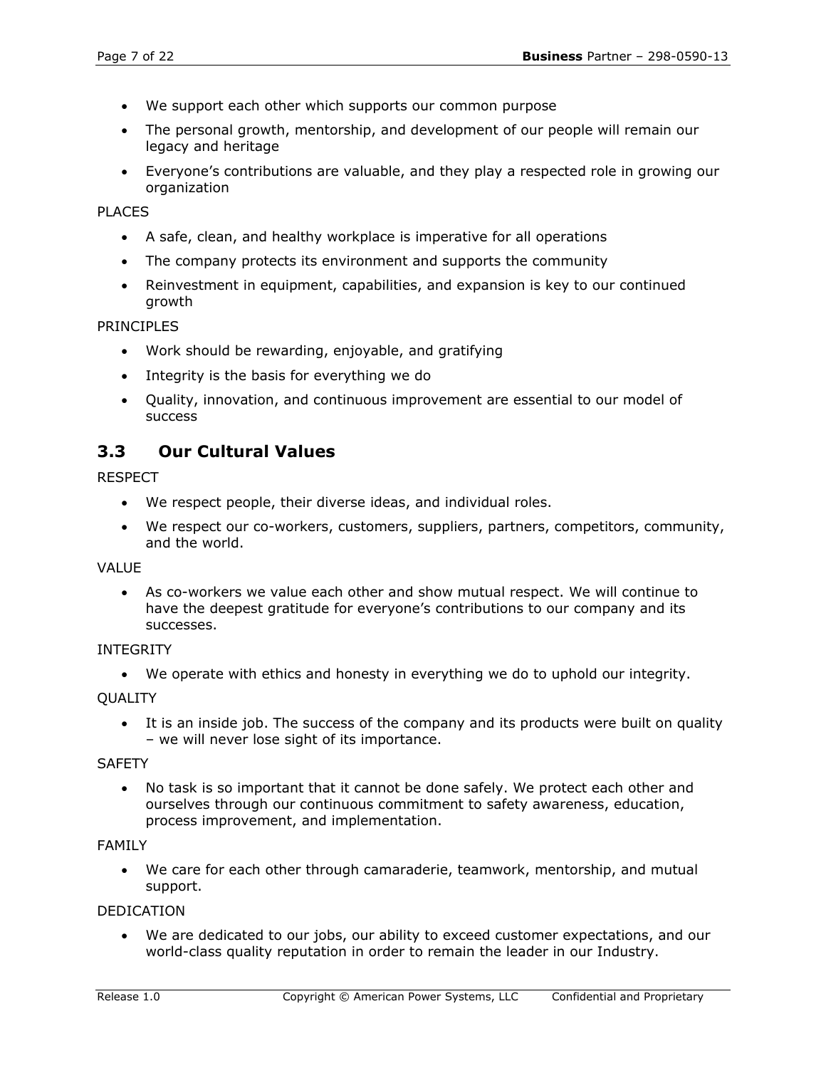- We support each other which supports our common purpose
- The personal growth, mentorship, and development of our people will remain our legacy and heritage
- Everyone's contributions are valuable, and they play a respected role in growing our organization

PLACES

- A safe, clean, and healthy workplace is imperative for all operations
- The company protects its environment and supports the community
- Reinvestment in equipment, capabilities, and expansion is key to our continued growth

PRINCIPLES

- Work should be rewarding, enjoyable, and gratifying
- Integrity is the basis for everything we do
- Quality, innovation, and continuous improvement are essential to our model of success

## 3.3 Our Cultural Values

RESPECT

- We respect people, their diverse ideas, and individual roles.
- We respect our co-workers, customers, suppliers, partners, competitors, community, and the world.

VALUE

- As co-workers we value each other and show mutual respect. We will continue to have the deepest gratitude for everyone's contributions to our company and its successes.

INTEGRITY

- We operate with ethics and honesty in everything we do to uphold our integrity.

QUALITY

- It is an inside job. The success of the company and its products were built on quality – we will never lose sight of its importance.

SAFETY

- No task is so important that it cannot be done safely. We protect each other and ourselves through our continuous commitment to safety awareness, education, process improvement, and implementation.

FAMILY

- We care for each other through camaraderie, teamwork, mentorship, and mutual support.

DEDICATION

- We are dedicated to our jobs, our ability to exceed customer expectations, and our world-class quality reputation in order to remain the leader in our Industry.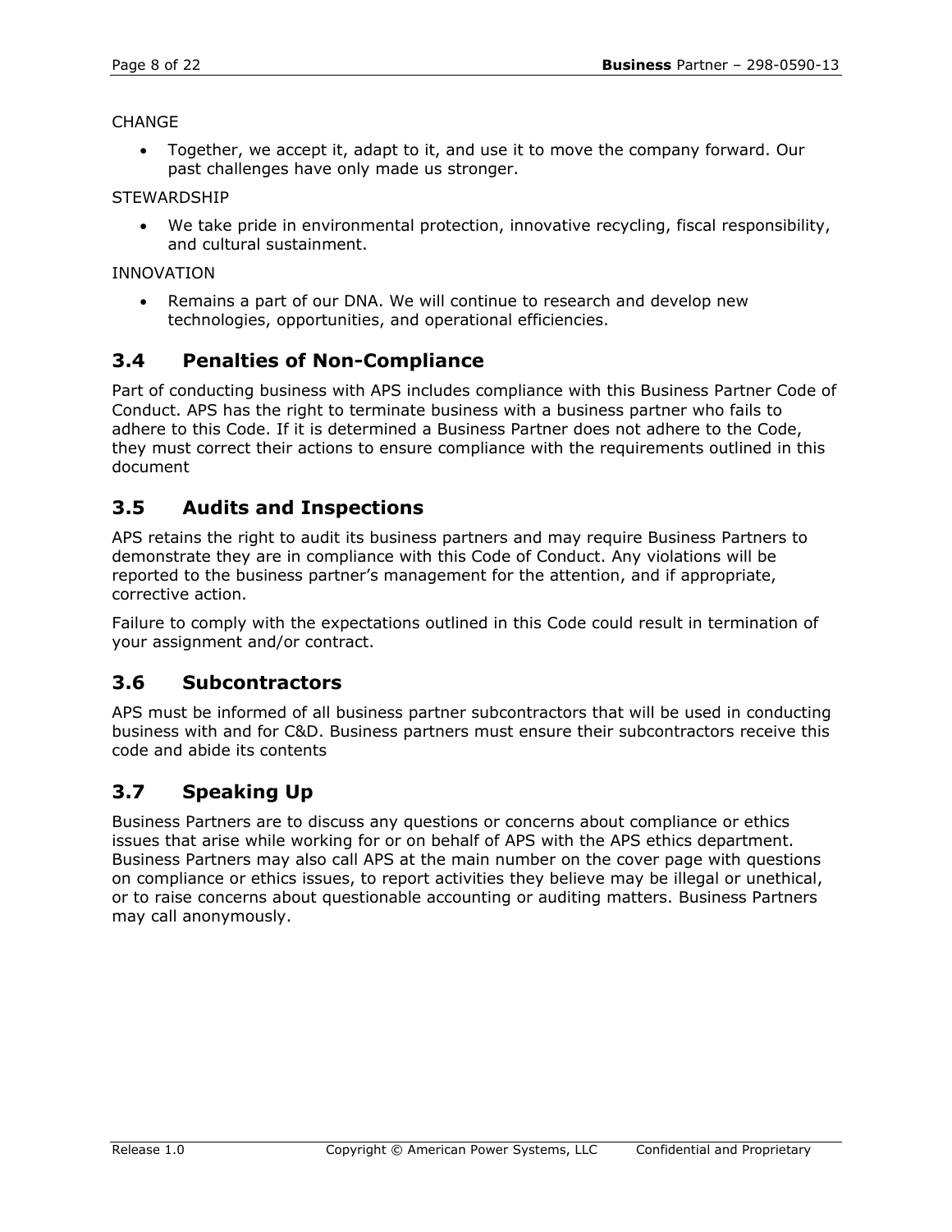CHANGE

- Together, we accept it, adapt to it, and use it to move the company forward. Our past challenges have only made us stronger.

STEWARDSHIP

- We take pride in environmental protection, innovative recycling, fiscal responsibility, and cultural sustainment.

INNOVATION

- Remains a part of our DNA. We will continue to research and develop new technologies, opportunities, and operational efficiencies.

## 3.4 Penalties of Non-Compliance

Part of conducting business with APS includes compliance with this Business Partner Code of Conduct. APS has the right to terminate business with a business partner who fails to adhere to this Code. If it is determined a Business Partner does not adhere to the Code, they must correct their actions to ensure compliance with the requirements outlined in this document

## 3.5 Audits and Inspections

APS retains the right to audit its business partners and may require Business Partners to demonstrate they are in compliance with this Code of Conduct. Any violations will be reported to the business partner's management for the attention, and if appropriate, corrective action.

Failure to comply with the expectations outlined in this Code could result in termination of your assignment and/or contract.

## 3.6 Subcontractors

APS must be informed of all business partner subcontractors that will be used in conducting business with and for C&D. Business partners must ensure their subcontractors receive this code and abide its contents

## 3.7 Speaking Up

Business Partners are to discuss any questions or concerns about compliance or ethics issues that arise while working for or on behalf of APS with the APS ethics department. Business Partners may also call APS at the main number on the cover page with questions on compliance or ethics issues, to report activities they believe may be illegal or unethical, or to raise concerns about questionable accounting or auditing matters. Business Partners may call anonymously.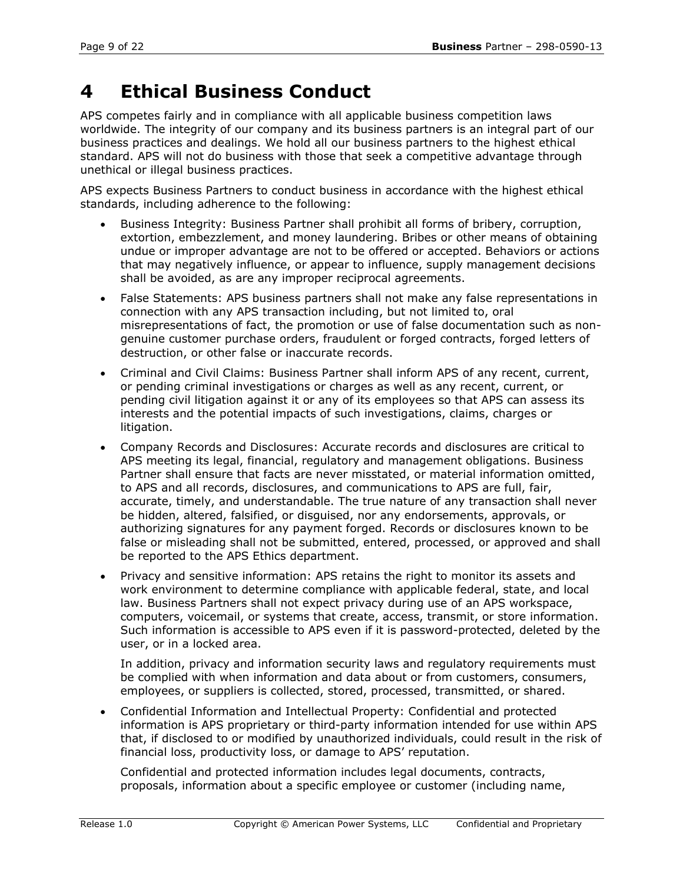# 4 Ethical Business Conduct

APS competes fairly and in compliance with all applicable business competition laws worldwide. The integrity of our company and its business partners is an integral part of our business practices and dealings. We hold all our business partners to the highest ethical standard. APS will not do business with those that seek a competitive advantage through unethical or illegal business practices.

APS expects Business Partners to conduct business in accordance with the highest ethical standards, including adherence to the following:

- Business Integrity: Business Partner shall prohibit all forms of bribery, corruption, extortion, embezzlement, and money laundering. Bribes or other means of obtaining undue or improper advantage are not to be offered or accepted. Behaviors or actions that may negatively influence, or appear to influence, supply management decisions shall be avoided, as are any improper reciprocal agreements.
- False Statements: APS business partners shall not make any false representations in connection with any APS transaction including, but not limited to, oral misrepresentations of fact, the promotion or use of false documentation such as non-genuine customer purchase orders, fraudulent or forged contracts, forged letters of destruction, or other false or inaccurate records.
- Criminal and Civil Claims: Business Partner shall inform APS of any recent, current, or pending criminal investigations or charges as well as any recent, current, or pending civil litigation against it or any of its employees so that APS can assess its interests and the potential impacts of such investigations, claims, charges or litigation.
- Company Records and Disclosures: Accurate records and disclosures are critical to APS meeting its legal, financial, regulatory and management obligations. Business Partner shall ensure that facts are never misstated, or material information omitted, to APS and all records, disclosures, and communications to APS are full, fair, accurate, timely, and understandable. The true nature of any transaction shall never be hidden, altered, falsified, or disguised, nor any endorsements, approvals, or authorizing signatures for any payment forged. Records or disclosures known to be false or misleading shall not be submitted, entered, processed, or approved and shall be reported to the APS Ethics department.
- Privacy and sensitive information: APS retains the right to monitor its assets and work environment to determine compliance with applicable federal, state, and local law. Business Partners shall not expect privacy during use of an APS workspace, computers, voicemail, or systems that create, access, transmit, or store information. Such information is accessible to APS even if it is password-protected, deleted by the user, or in a locked area.

  In addition, privacy and information security laws and regulatory requirements must be complied with when information and data about or from customers, consumers, employees, or suppliers is collected, stored, processed, transmitted, or shared.
- Confidential Information and Intellectual Property: Confidential and protected information is APS proprietary or third-party information intended for use within APS that, if disclosed to or modified by unauthorized individuals, could result in the risk of financial loss, productivity loss, or damage to APS' reputation.

  Confidential and protected information includes legal documents, contracts, proposals, information about a specific employee or customer (including name,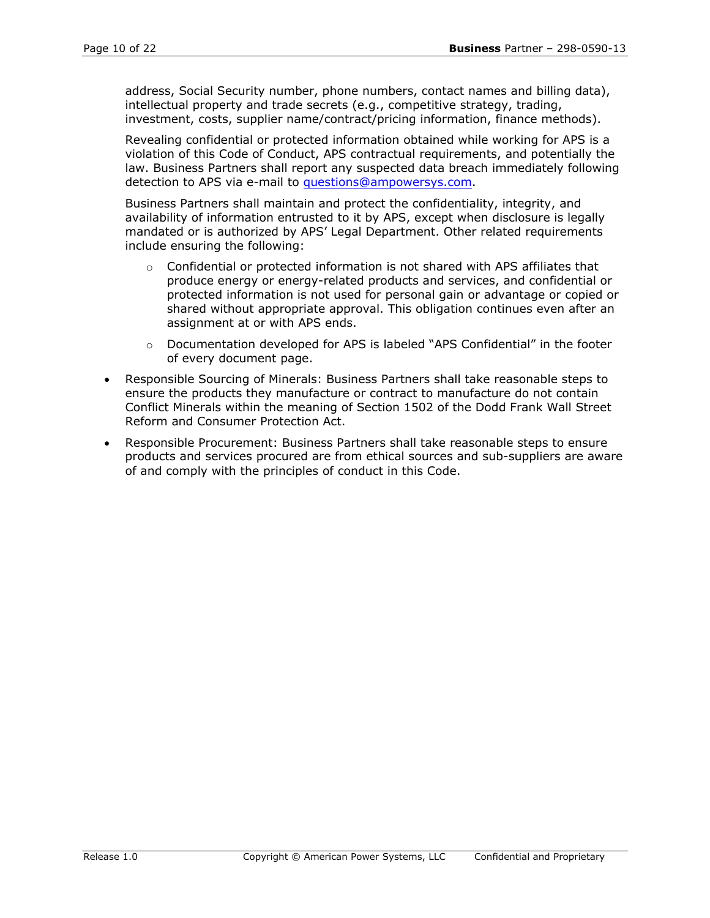address, Social Security number, phone numbers, contact names and billing data), intellectual property and trade secrets (e.g., competitive strategy, trading, investment, costs, supplier name/contract/pricing information, finance methods).

Revealing confidential or protected information obtained while working for APS is a violation of this Code of Conduct, APS contractual requirements, and potentially the law. Business Partners shall report any suspected data breach immediately following detection to APS via e-mail to questions@ampowersys.com.

Business Partners shall maintain and protect the confidentiality, integrity, and availability of information entrusted to it by APS, except when disclosure is legally mandated or is authorized by APS' Legal Department. Other related requirements include ensuring the following:

  - Confidential or protected information is not shared with APS affiliates that produce energy or energy-related products and services, and confidential or protected information is not used for personal gain or advantage or copied or shared without appropriate approval. This obligation continues even after an assignment at or with APS ends.
  - Documentation developed for APS is labeled "APS Confidential" in the footer of every document page.

- Responsible Sourcing of Minerals: Business Partners shall take reasonable steps to ensure the products they manufacture or contract to manufacture do not contain Conflict Minerals within the meaning of Section 1502 of the Dodd Frank Wall Street Reform and Consumer Protection Act.
- Responsible Procurement: Business Partners shall take reasonable steps to ensure products and services procured are from ethical sources and sub-suppliers are aware of and comply with the principles of conduct in this Code.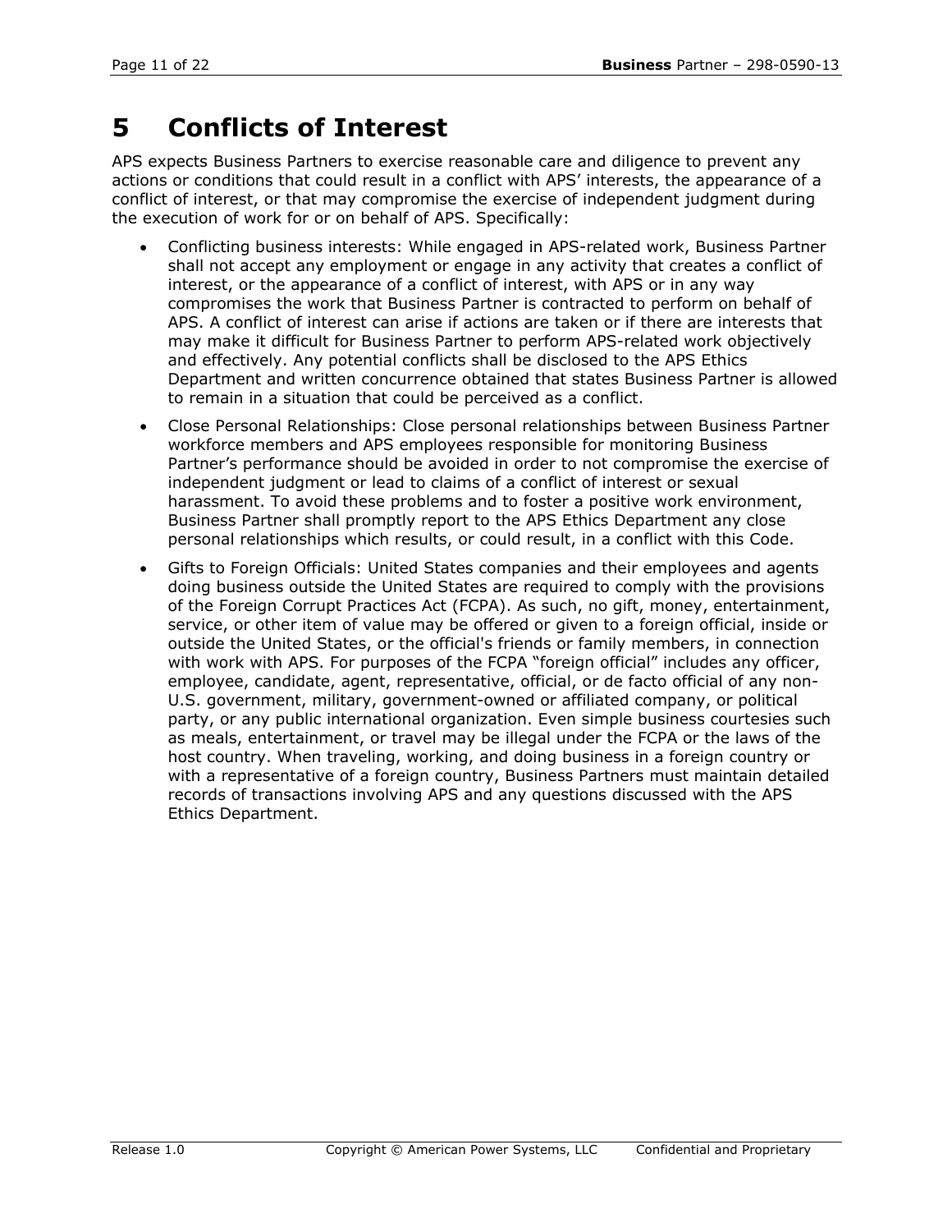# 5 Conflicts of Interest

APS expects Business Partners to exercise reasonable care and diligence to prevent any actions or conditions that could result in a conflict with APS' interests, the appearance of a conflict of interest, or that may compromise the exercise of independent judgment during the execution of work for or on behalf of APS. Specifically:

- Conflicting business interests: While engaged in APS-related work, Business Partner shall not accept any employment or engage in any activity that creates a conflict of interest, or the appearance of a conflict of interest, with APS or in any way compromises the work that Business Partner is contracted to perform on behalf of APS. A conflict of interest can arise if actions are taken or if there are interests that may make it difficult for Business Partner to perform APS-related work objectively and effectively. Any potential conflicts shall be disclosed to the APS Ethics Department and written concurrence obtained that states Business Partner is allowed to remain in a situation that could be perceived as a conflict.
- Close Personal Relationships: Close personal relationships between Business Partner workforce members and APS employees responsible for monitoring Business Partner's performance should be avoided in order to not compromise the exercise of independent judgment or lead to claims of a conflict of interest or sexual harassment. To avoid these problems and to foster a positive work environment, Business Partner shall promptly report to the APS Ethics Department any close personal relationships which results, or could result, in a conflict with this Code.
- Gifts to Foreign Officials: United States companies and their employees and agents doing business outside the United States are required to comply with the provisions of the Foreign Corrupt Practices Act (FCPA). As such, no gift, money, entertainment, service, or other item of value may be offered or given to a foreign official, inside or outside the United States, or the official's friends or family members, in connection with work with APS. For purposes of the FCPA "foreign official" includes any officer, employee, candidate, agent, representative, official, or de facto official of any non-U.S. government, military, government-owned or affiliated company, or political party, or any public international organization. Even simple business courtesies such as meals, entertainment, or travel may be illegal under the FCPA or the laws of the host country. When traveling, working, and doing business in a foreign country or with a representative of a foreign country, Business Partners must maintain detailed records of transactions involving APS and any questions discussed with the APS Ethics Department.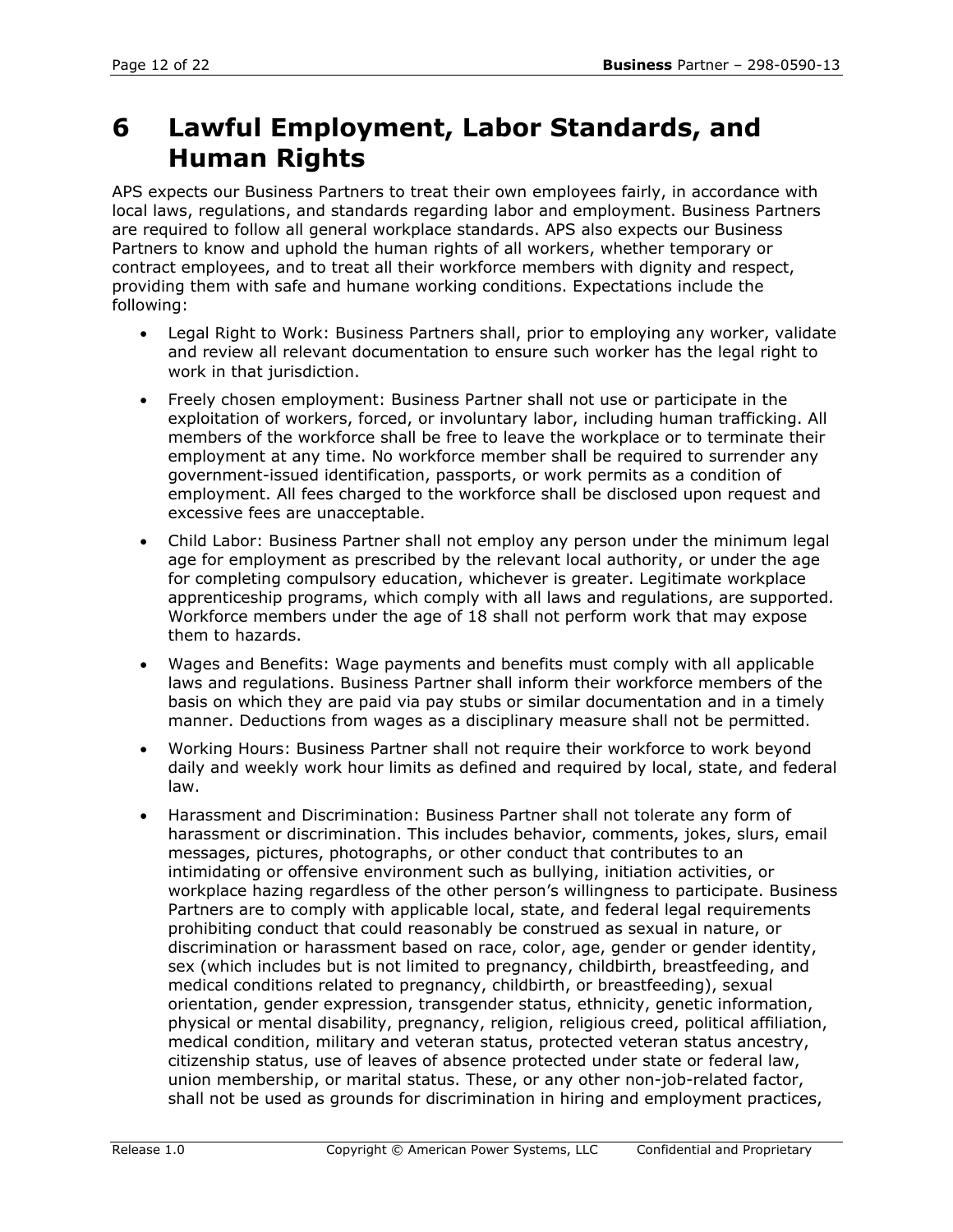# 6 Lawful Employment, Labor Standards, and Human Rights

APS expects our Business Partners to treat their own employees fairly, in accordance with local laws, regulations, and standards regarding labor and employment. Business Partners are required to follow all general workplace standards. APS also expects our Business Partners to know and uphold the human rights of all workers, whether temporary or contract employees, and to treat all their workforce members with dignity and respect, providing them with safe and humane working conditions. Expectations include the following:

- Legal Right to Work: Business Partners shall, prior to employing any worker, validate and review all relevant documentation to ensure such worker has the legal right to work in that jurisdiction.
- Freely chosen employment: Business Partner shall not use or participate in the exploitation of workers, forced, or involuntary labor, including human trafficking. All members of the workforce shall be free to leave the workplace or to terminate their employment at any time. No workforce member shall be required to surrender any government-issued identification, passports, or work permits as a condition of employment. All fees charged to the workforce shall be disclosed upon request and excessive fees are unacceptable.
- Child Labor: Business Partner shall not employ any person under the minimum legal age for employment as prescribed by the relevant local authority, or under the age for completing compulsory education, whichever is greater. Legitimate workplace apprenticeship programs, which comply with all laws and regulations, are supported. Workforce members under the age of 18 shall not perform work that may expose them to hazards.
- Wages and Benefits: Wage payments and benefits must comply with all applicable laws and regulations. Business Partner shall inform their workforce members of the basis on which they are paid via pay stubs or similar documentation and in a timely manner. Deductions from wages as a disciplinary measure shall not be permitted.
- Working Hours: Business Partner shall not require their workforce to work beyond daily and weekly work hour limits as defined and required by local, state, and federal law.
- Harassment and Discrimination: Business Partner shall not tolerate any form of harassment or discrimination. This includes behavior, comments, jokes, slurs, email messages, pictures, photographs, or other conduct that contributes to an intimidating or offensive environment such as bullying, initiation activities, or workplace hazing regardless of the other person's willingness to participate. Business Partners are to comply with applicable local, state, and federal legal requirements prohibiting conduct that could reasonably be construed as sexual in nature, or discrimination or harassment based on race, color, age, gender or gender identity, sex (which includes but is not limited to pregnancy, childbirth, breastfeeding, and medical conditions related to pregnancy, childbirth, or breastfeeding), sexual orientation, gender expression, transgender status, ethnicity, genetic information, physical or mental disability, pregnancy, religion, religious creed, political affiliation, medical condition, military and veteran status, protected veteran status ancestry, citizenship status, use of leaves of absence protected under state or federal law, union membership, or marital status. These, or any other non-job-related factor, shall not be used as grounds for discrimination in hiring and employment practices,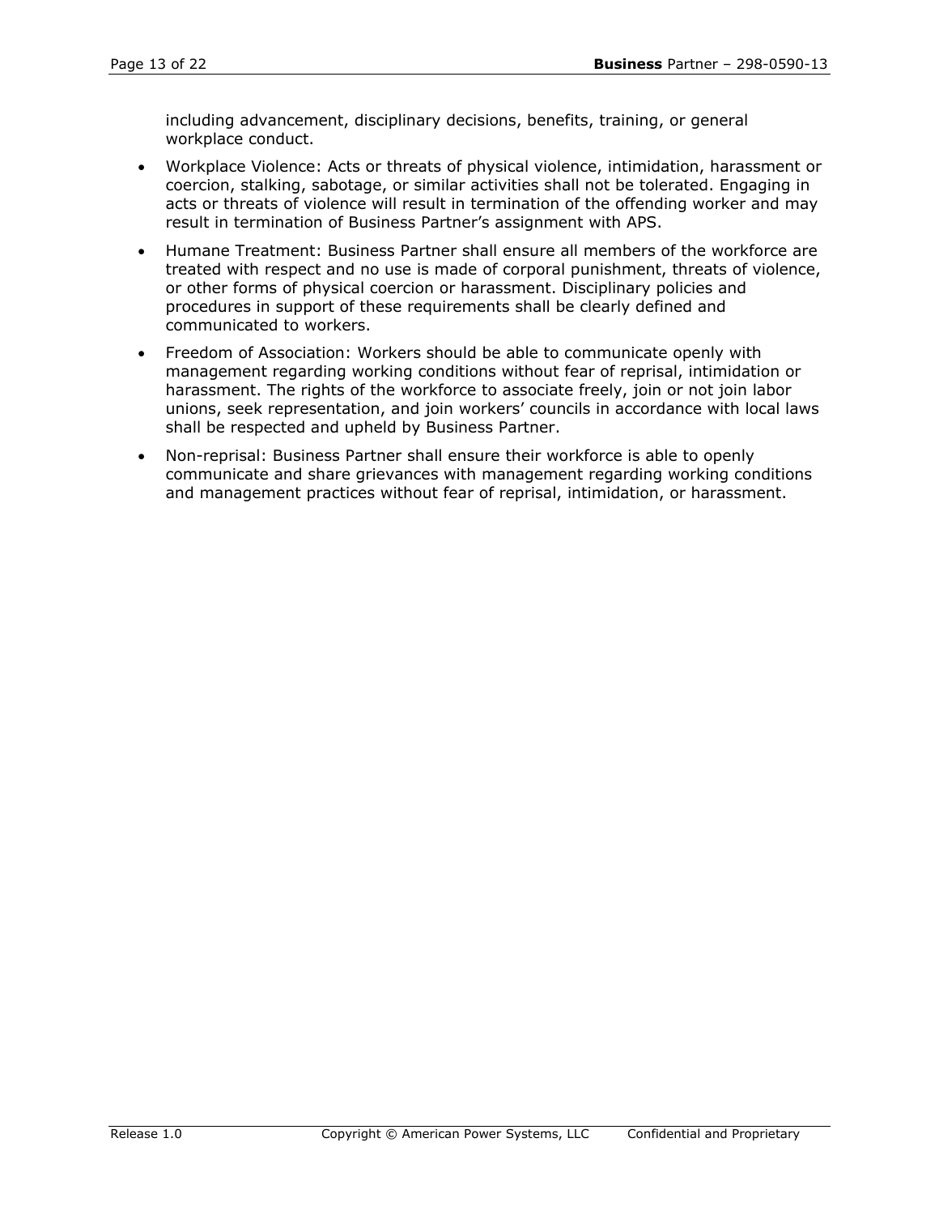including advancement, disciplinary decisions, benefits, training, or general workplace conduct.

- Workplace Violence: Acts or threats of physical violence, intimidation, harassment or coercion, stalking, sabotage, or similar activities shall not be tolerated. Engaging in acts or threats of violence will result in termination of the offending worker and may result in termination of Business Partner's assignment with APS.
- Humane Treatment: Business Partner shall ensure all members of the workforce are treated with respect and no use is made of corporal punishment, threats of violence, or other forms of physical coercion or harassment. Disciplinary policies and procedures in support of these requirements shall be clearly defined and communicated to workers.
- Freedom of Association: Workers should be able to communicate openly with management regarding working conditions without fear of reprisal, intimidation or harassment. The rights of the workforce to associate freely, join or not join labor unions, seek representation, and join workers' councils in accordance with local laws shall be respected and upheld by Business Partner.
- Non-reprisal: Business Partner shall ensure their workforce is able to openly communicate and share grievances with management regarding working conditions and management practices without fear of reprisal, intimidation, or harassment.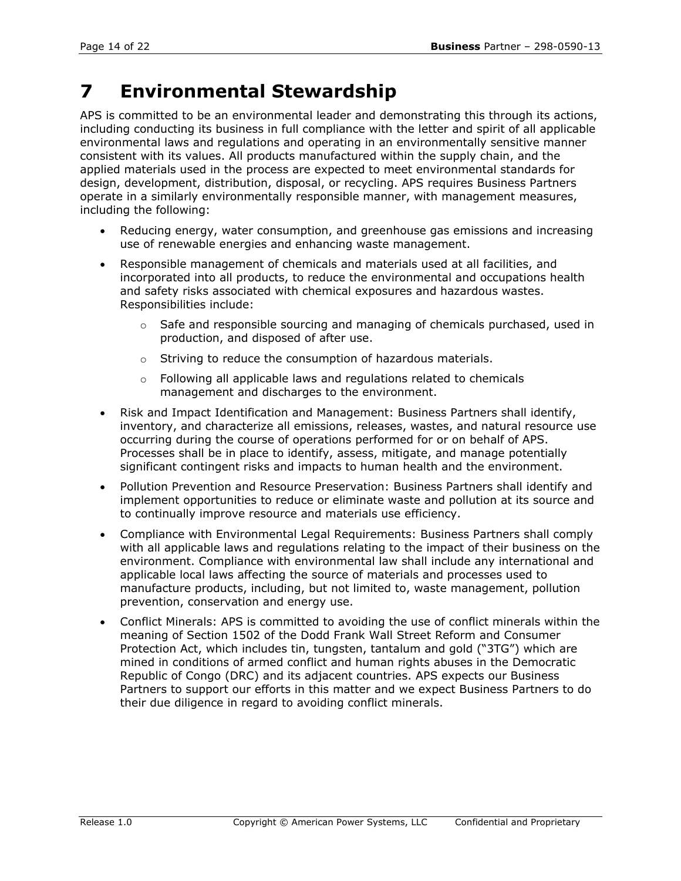# 7 Environmental Stewardship

APS is committed to be an environmental leader and demonstrating this through its actions, including conducting its business in full compliance with the letter and spirit of all applicable environmental laws and regulations and operating in an environmentally sensitive manner consistent with its values. All products manufactured within the supply chain, and the applied materials used in the process are expected to meet environmental standards for design, development, distribution, disposal, or recycling. APS requires Business Partners operate in a similarly environmentally responsible manner, with management measures, including the following:

- Reducing energy, water consumption, and greenhouse gas emissions and increasing use of renewable energies and enhancing waste management.
- Responsible management of chemicals and materials used at all facilities, and incorporated into all products, to reduce the environmental and occupations health and safety risks associated with chemical exposures and hazardous wastes. Responsibilities include:
  - Safe and responsible sourcing and managing of chemicals purchased, used in production, and disposed of after use.
  - Striving to reduce the consumption of hazardous materials.
  - Following all applicable laws and regulations related to chemicals management and discharges to the environment.
- Risk and Impact Identification and Management: Business Partners shall identify, inventory, and characterize all emissions, releases, wastes, and natural resource use occurring during the course of operations performed for or on behalf of APS. Processes shall be in place to identify, assess, mitigate, and manage potentially significant contingent risks and impacts to human health and the environment.
- Pollution Prevention and Resource Preservation: Business Partners shall identify and implement opportunities to reduce or eliminate waste and pollution at its source and to continually improve resource and materials use efficiency.
- Compliance with Environmental Legal Requirements: Business Partners shall comply with all applicable laws and regulations relating to the impact of their business on the environment. Compliance with environmental law shall include any international and applicable local laws affecting the source of materials and processes used to manufacture products, including, but not limited to, waste management, pollution prevention, conservation and energy use.
- Conflict Minerals: APS is committed to avoiding the use of conflict minerals within the meaning of Section 1502 of the Dodd Frank Wall Street Reform and Consumer Protection Act, which includes tin, tungsten, tantalum and gold ("3TG") which are mined in conditions of armed conflict and human rights abuses in the Democratic Republic of Congo (DRC) and its adjacent countries. APS expects our Business Partners to support our efforts in this matter and we expect Business Partners to do their due diligence in regard to avoiding conflict minerals.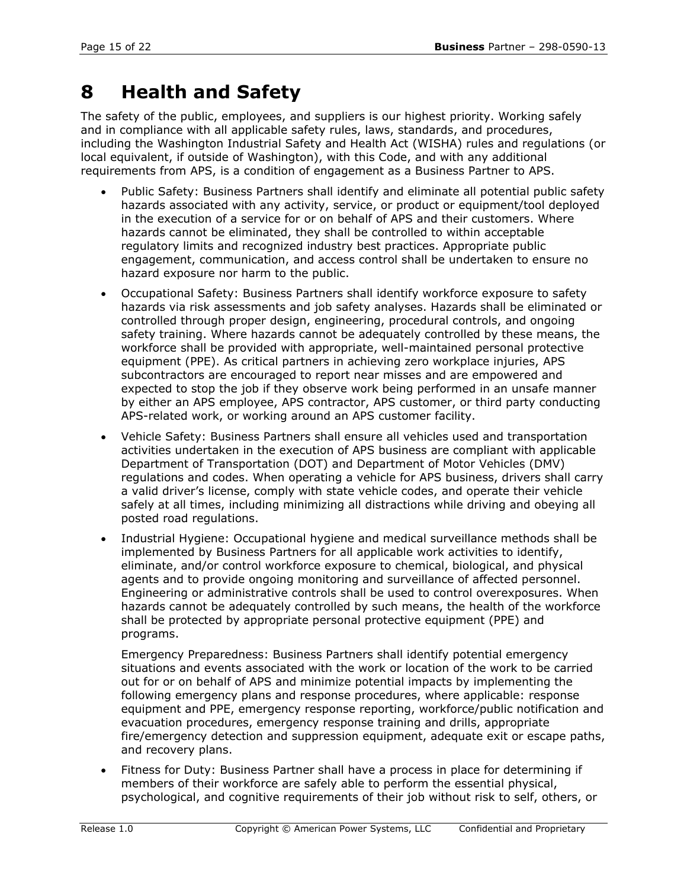# 8 Health and Safety

The safety of the public, employees, and suppliers is our highest priority. Working safely and in compliance with all applicable safety rules, laws, standards, and procedures, including the Washington Industrial Safety and Health Act (WISHA) rules and regulations (or local equivalent, if outside of Washington), with this Code, and with any additional requirements from APS, is a condition of engagement as a Business Partner to APS.

- Public Safety: Business Partners shall identify and eliminate all potential public safety hazards associated with any activity, service, or product or equipment/tool deployed in the execution of a service for or on behalf of APS and their customers. Where hazards cannot be eliminated, they shall be controlled to within acceptable regulatory limits and recognized industry best practices. Appropriate public engagement, communication, and access control shall be undertaken to ensure no hazard exposure nor harm to the public.
- Occupational Safety: Business Partners shall identify workforce exposure to safety hazards via risk assessments and job safety analyses. Hazards shall be eliminated or controlled through proper design, engineering, procedural controls, and ongoing safety training. Where hazards cannot be adequately controlled by these means, the workforce shall be provided with appropriate, well-maintained personal protective equipment (PPE). As critical partners in achieving zero workplace injuries, APS subcontractors are encouraged to report near misses and are empowered and expected to stop the job if they observe work being performed in an unsafe manner by either an APS employee, APS contractor, APS customer, or third party conducting APS-related work, or working around an APS customer facility.
- Vehicle Safety: Business Partners shall ensure all vehicles used and transportation activities undertaken in the execution of APS business are compliant with applicable Department of Transportation (DOT) and Department of Motor Vehicles (DMV) regulations and codes. When operating a vehicle for APS business, drivers shall carry a valid driver's license, comply with state vehicle codes, and operate their vehicle safely at all times, including minimizing all distractions while driving and obeying all posted road regulations.
- Industrial Hygiene: Occupational hygiene and medical surveillance methods shall be implemented by Business Partners for all applicable work activities to identify, eliminate, and/or control workforce exposure to chemical, biological, and physical agents and to provide ongoing monitoring and surveillance of affected personnel. Engineering or administrative controls shall be used to control overexposures. When hazards cannot be adequately controlled by such means, the health of the workforce shall be protected by appropriate personal protective equipment (PPE) and programs.

  Emergency Preparedness: Business Partners shall identify potential emergency situations and events associated with the work or location of the work to be carried out for or on behalf of APS and minimize potential impacts by implementing the following emergency plans and response procedures, where applicable: response equipment and PPE, emergency response reporting, workforce/public notification and evacuation procedures, emergency response training and drills, appropriate fire/emergency detection and suppression equipment, adequate exit or escape paths, and recovery plans.
- Fitness for Duty: Business Partner shall have a process in place for determining if members of their workforce are safely able to perform the essential physical, psychological, and cognitive requirements of their job without risk to self, others, or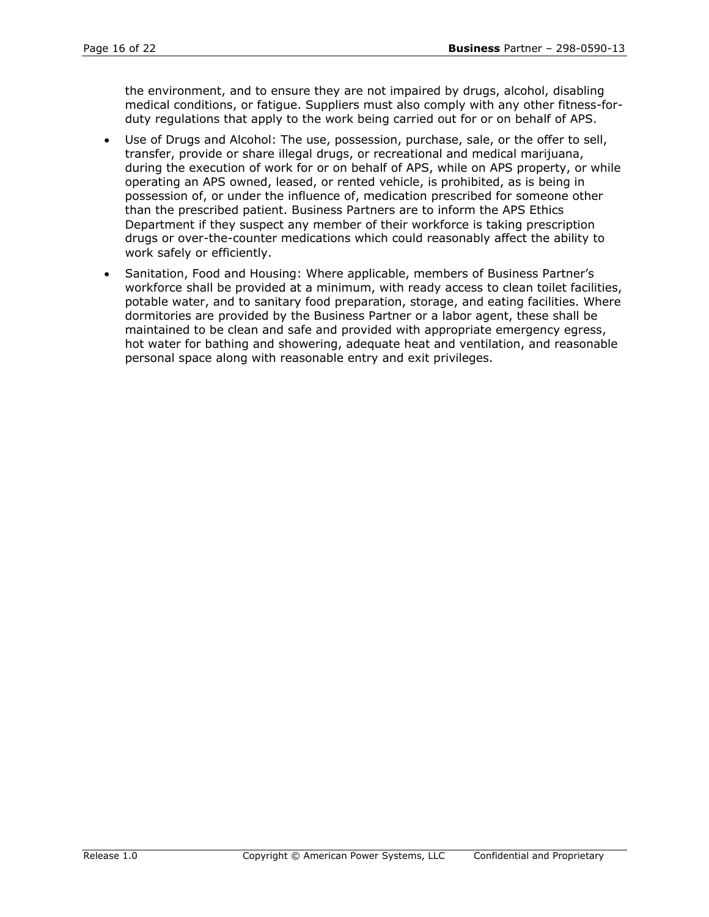the environment, and to ensure they are not impaired by drugs, alcohol, disabling medical conditions, or fatigue. Suppliers must also comply with any other fitness-for-duty regulations that apply to the work being carried out for or on behalf of APS.

- Use of Drugs and Alcohol: The use, possession, purchase, sale, or the offer to sell, transfer, provide or share illegal drugs, or recreational and medical marijuana, during the execution of work for or on behalf of APS, while on APS property, or while operating an APS owned, leased, or rented vehicle, is prohibited, as is being in possession of, or under the influence of, medication prescribed for someone other than the prescribed patient. Business Partners are to inform the APS Ethics Department if they suspect any member of their workforce is taking prescription drugs or over-the-counter medications which could reasonably affect the ability to work safely or efficiently.
- Sanitation, Food and Housing: Where applicable, members of Business Partner's workforce shall be provided at a minimum, with ready access to clean toilet facilities, potable water, and to sanitary food preparation, storage, and eating facilities. Where dormitories are provided by the Business Partner or a labor agent, these shall be maintained to be clean and safe and provided with appropriate emergency egress, hot water for bathing and showering, adequate heat and ventilation, and reasonable personal space along with reasonable entry and exit privileges.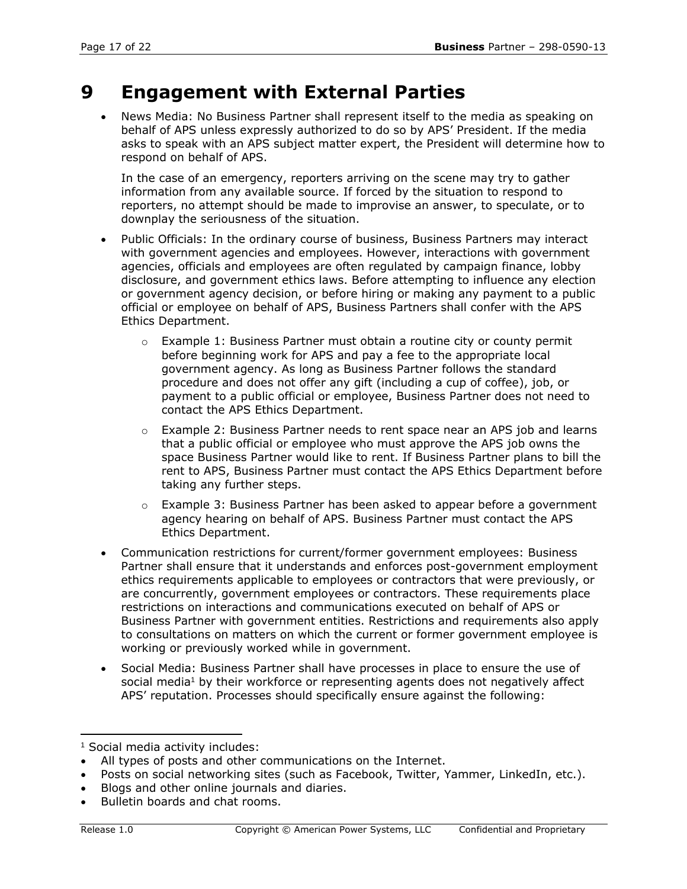# 9 Engagement with External Parties

- News Media: No Business Partner shall represent itself to the media as speaking on behalf of APS unless expressly authorized to do so by APS' President. If the media asks to speak with an APS subject matter expert, the President will determine how to respond on behalf of APS.

  In the case of an emergency, reporters arriving on the scene may try to gather information from any available source. If forced by the situation to respond to reporters, no attempt should be made to improvise an answer, to speculate, or to downplay the seriousness of the situation.

- Public Officials: In the ordinary course of business, Business Partners may interact with government agencies and employees. However, interactions with government agencies, officials and employees are often regulated by campaign finance, lobby disclosure, and government ethics laws. Before attempting to influence any election or government agency decision, or before hiring or making any payment to a public official or employee on behalf of APS, Business Partners shall confer with the APS Ethics Department.
  - Example 1: Business Partner must obtain a routine city or county permit before beginning work for APS and pay a fee to the appropriate local government agency. As long as Business Partner follows the standard procedure and does not offer any gift (including a cup of coffee), job, or payment to a public official or employee, Business Partner does not need to contact the APS Ethics Department.
  - Example 2: Business Partner needs to rent space near an APS job and learns that a public official or employee who must approve the APS job owns the space Business Partner would like to rent. If Business Partner plans to bill the rent to APS, Business Partner must contact the APS Ethics Department before taking any further steps.
  - Example 3: Business Partner has been asked to appear before a government agency hearing on behalf of APS. Business Partner must contact the APS Ethics Department.
- Communication restrictions for current/former government employees: Business Partner shall ensure that it understands and enforces post-government employment ethics requirements applicable to employees or contractors that were previously, or are concurrently, government employees or contractors. These requirements place restrictions on interactions and communications executed on behalf of APS or Business Partner with government entities. Restrictions and requirements also apply to consultations on matters on which the current or former government employee is working or previously worked while in government.
- Social Media: Business Partner shall have processes in place to ensure the use of social media[1] by their workforce or representing agents does not negatively affect APS' reputation. Processes should specifically ensure against the following:

---

[1] Social media activity includes:

- All types of posts and other communications on the Internet.
- Posts on social networking sites (such as Facebook, Twitter, Yammer, LinkedIn, etc.).
- Blogs and other online journals and diaries.
- Bulletin boards and chat rooms.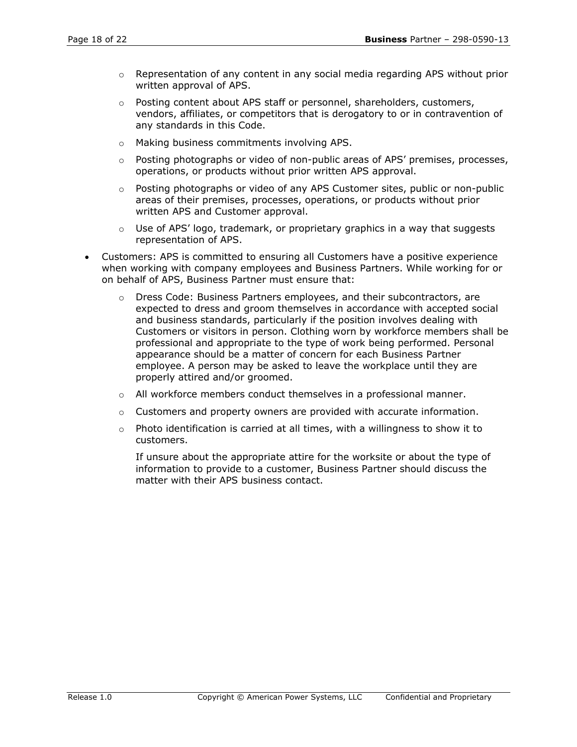- Representation of any content in any social media regarding APS without prior written approval of APS.
  - Posting content about APS staff or personnel, shareholders, customers, vendors, affiliates, or competitors that is derogatory to or in contravention of any standards in this Code.
  - Making business commitments involving APS.
  - Posting photographs or video of non-public areas of APS' premises, processes, operations, or products without prior written APS approval.
  - Posting photographs or video of any APS Customer sites, public or non-public areas of their premises, processes, operations, or products without prior written APS and Customer approval.
  - Use of APS' logo, trademark, or proprietary graphics in a way that suggests representation of APS.

- Customers: APS is committed to ensuring all Customers have a positive experience when working with company employees and Business Partners. While working for or on behalf of APS, Business Partner must ensure that:
  - Dress Code: Business Partners employees, and their subcontractors, are expected to dress and groom themselves in accordance with accepted social and business standards, particularly if the position involves dealing with Customers or visitors in person. Clothing worn by workforce members shall be professional and appropriate to the type of work being performed. Personal appearance should be a matter of concern for each Business Partner employee. A person may be asked to leave the workplace until they are properly attired and/or groomed.
  - All workforce members conduct themselves in a professional manner.
  - Customers and property owners are provided with accurate information.
  - Photo identification is carried at all times, with a willingness to show it to customers.

  If unsure about the appropriate attire for the worksite or about the type of information to provide to a customer, Business Partner should discuss the matter with their APS business contact.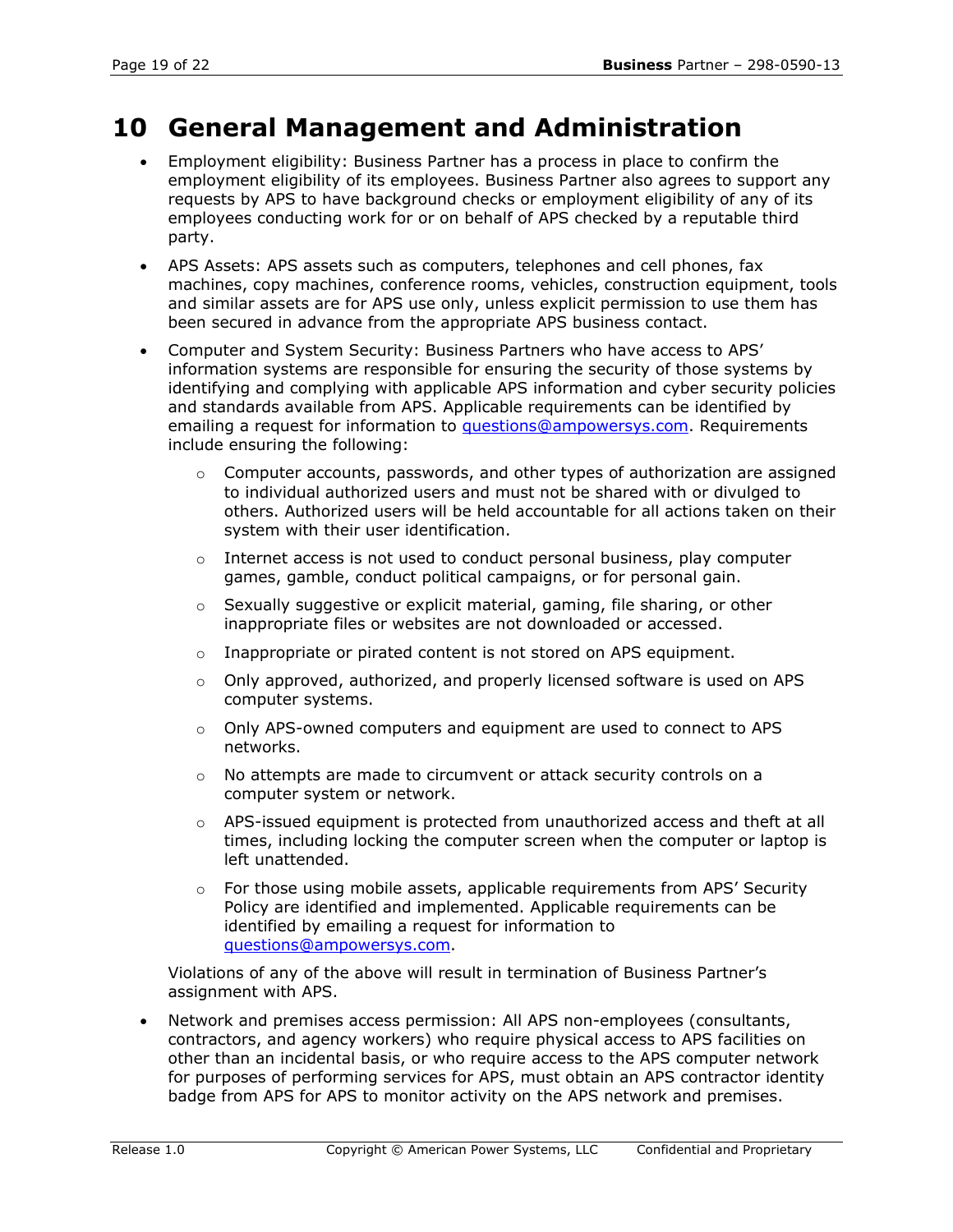# 10 General Management and Administration

- Employment eligibility: Business Partner has a process in place to confirm the employment eligibility of its employees. Business Partner also agrees to support any requests by APS to have background checks or employment eligibility of any of its employees conducting work for or on behalf of APS checked by a reputable third party.
- APS Assets: APS assets such as computers, telephones and cell phones, fax machines, copy machines, conference rooms, vehicles, construction equipment, tools and similar assets are for APS use only, unless explicit permission to use them has been secured in advance from the appropriate APS business contact.
- Computer and System Security: Business Partners who have access to APS' information systems are responsible for ensuring the security of those systems by identifying and complying with applicable APS information and cyber security policies and standards available from APS. Applicable requirements can be identified by emailing a request for information to [questions@ampowersys.com](mailto:questions@ampowersys.com). Requirements include ensuring the following:
  - Computer accounts, passwords, and other types of authorization are assigned to individual authorized users and must not be shared with or divulged to others. Authorized users will be held accountable for all actions taken on their system with their user identification.
  - Internet access is not used to conduct personal business, play computer games, gamble, conduct political campaigns, or for personal gain.
  - Sexually suggestive or explicit material, gaming, file sharing, or other inappropriate files or websites are not downloaded or accessed.
  - Inappropriate or pirated content is not stored on APS equipment.
  - Only approved, authorized, and properly licensed software is used on APS computer systems.
  - Only APS-owned computers and equipment are used to connect to APS networks.
  - No attempts are made to circumvent or attack security controls on a computer system or network.
  - APS-issued equipment is protected from unauthorized access and theft at all times, including locking the computer screen when the computer or laptop is left unattended.
  - For those using mobile assets, applicable requirements from APS' Security Policy are identified and implemented. Applicable requirements can be identified by emailing a request for information to [questions@ampowersys.com](mailto:questions@ampowersys.com).

  Violations of any of the above will result in termination of Business Partner's assignment with APS.
- Network and premises access permission: All APS non-employees (consultants, contractors, and agency workers) who require physical access to APS facilities on other than an incidental basis, or who require access to the APS computer network for purposes of performing services for APS, must obtain an APS contractor identity badge from APS for APS to monitor activity on the APS network and premises.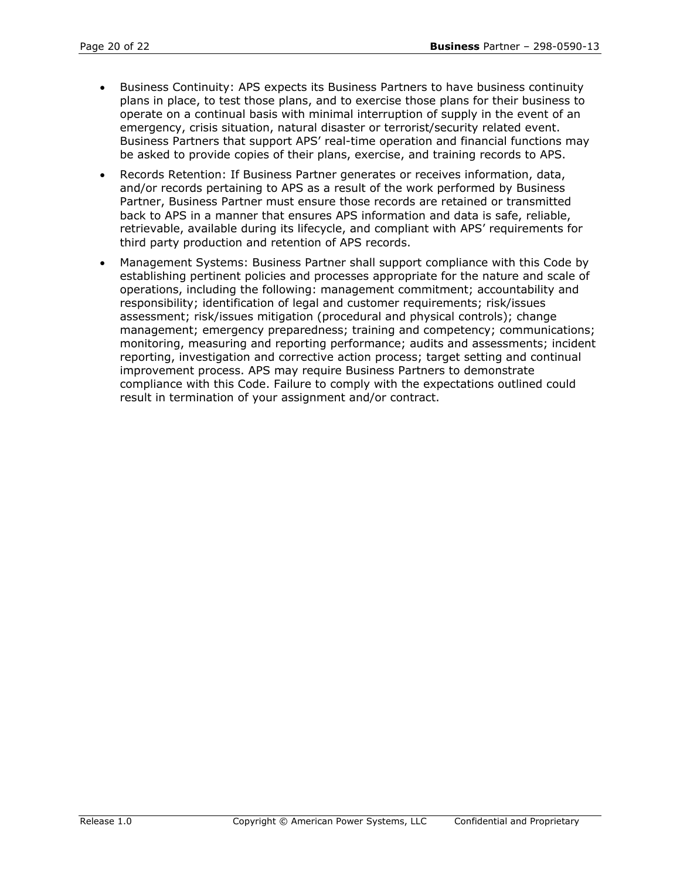- Business Continuity: APS expects its Business Partners to have business continuity plans in place, to test those plans, and to exercise those plans for their business to operate on a continual basis with minimal interruption of supply in the event of an emergency, crisis situation, natural disaster or terrorist/security related event. Business Partners that support APS' real-time operation and financial functions may be asked to provide copies of their plans, exercise, and training records to APS.
- Records Retention: If Business Partner generates or receives information, data, and/or records pertaining to APS as a result of the work performed by Business Partner, Business Partner must ensure those records are retained or transmitted back to APS in a manner that ensures APS information and data is safe, reliable, retrievable, available during its lifecycle, and compliant with APS' requirements for third party production and retention of APS records.
- Management Systems: Business Partner shall support compliance with this Code by establishing pertinent policies and processes appropriate for the nature and scale of operations, including the following: management commitment; accountability and responsibility; identification of legal and customer requirements; risk/issues assessment; risk/issues mitigation (procedural and physical controls); change management; emergency preparedness; training and competency; communications; monitoring, measuring and reporting performance; audits and assessments; incident reporting, investigation and corrective action process; target setting and continual improvement process. APS may require Business Partners to demonstrate compliance with this Code. Failure to comply with the expectations outlined could result in termination of your assignment and/or contract.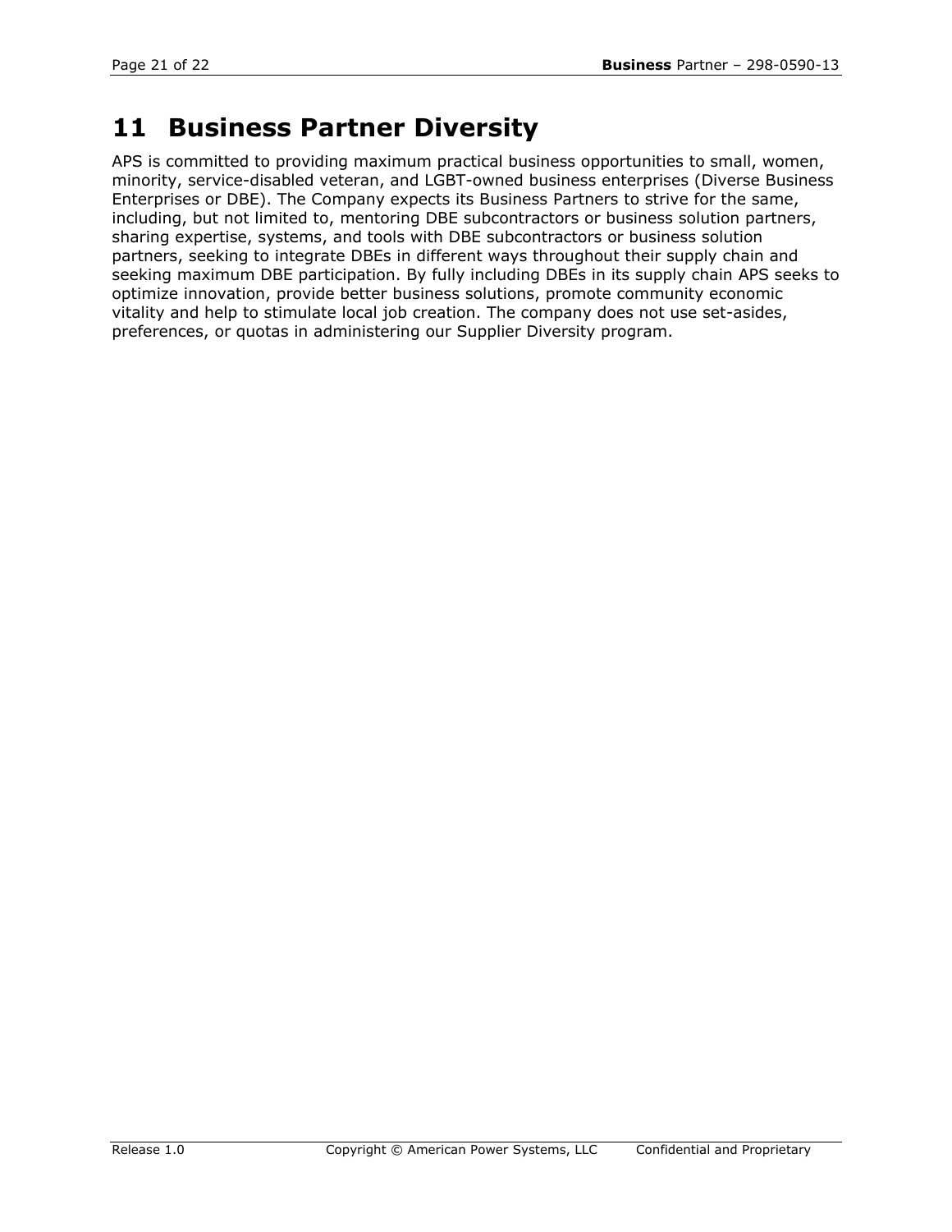# 11 Business Partner Diversity

APS is committed to providing maximum practical business opportunities to small, women, minority, service-disabled veteran, and LGBT-owned business enterprises (Diverse Business Enterprises or DBE). The Company expects its Business Partners to strive for the same, including, but not limited to, mentoring DBE subcontractors or business solution partners, sharing expertise, systems, and tools with DBE subcontractors or business solution partners, seeking to integrate DBEs in different ways throughout their supply chain and seeking maximum DBE participation. By fully including DBEs in its supply chain APS seeks to optimize innovation, provide better business solutions, promote community economic vitality and help to stimulate local job creation. The company does not use set-asides, preferences, or quotas in administering our Supplier Diversity program.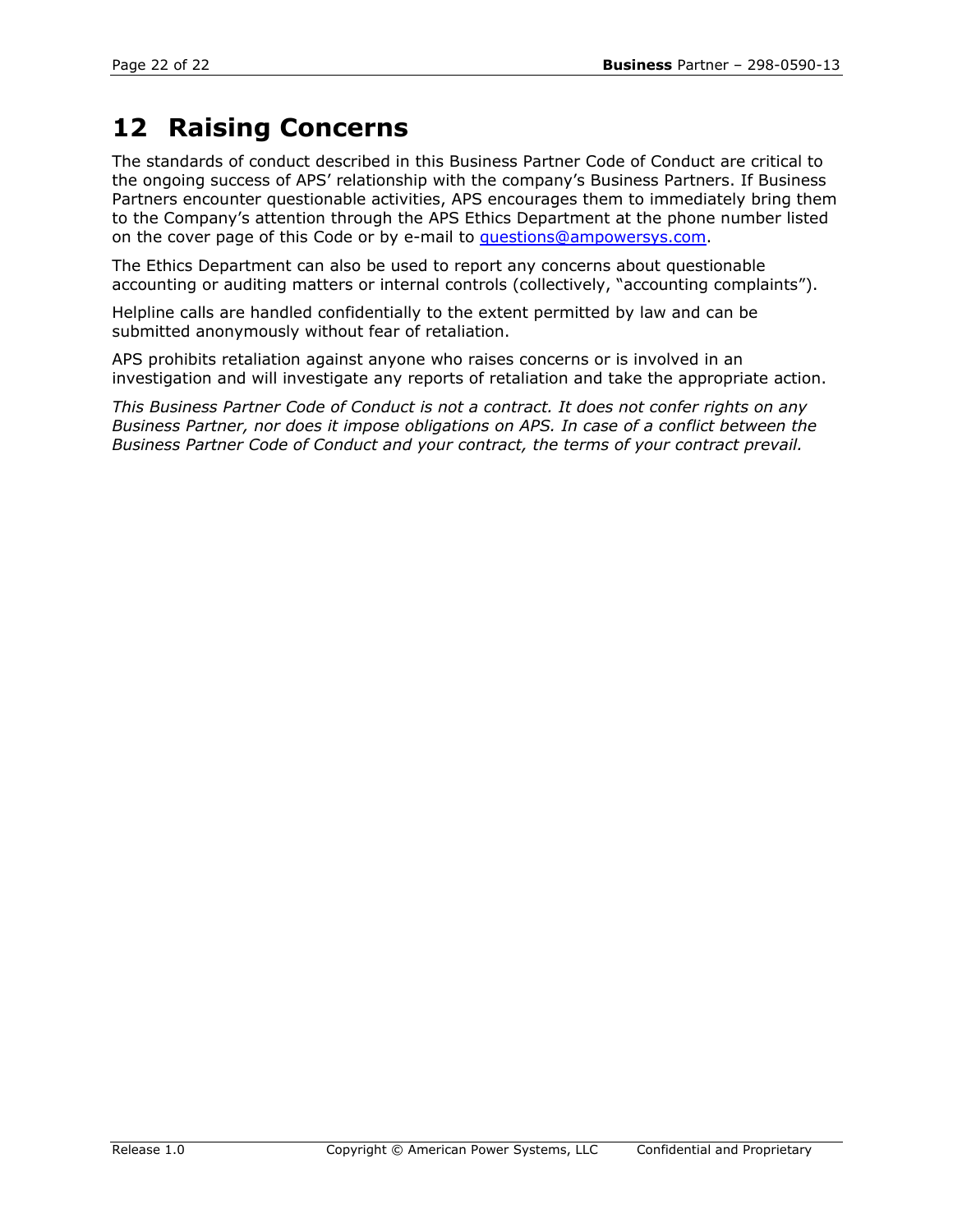# 12 Raising Concerns

The standards of conduct described in this Business Partner Code of Conduct are critical to the ongoing success of APS' relationship with the company's Business Partners. If Business Partners encounter questionable activities, APS encourages them to immediately bring them to the Company's attention through the APS Ethics Department at the phone number listed on the cover page of this Code or by e-mail to questions@ampowersys.com.

The Ethics Department can also be used to report any concerns about questionable accounting or auditing matters or internal controls (collectively, "accounting complaints").

Helpline calls are handled confidentially to the extent permitted by law and can be submitted anonymously without fear of retaliation.

APS prohibits retaliation against anyone who raises concerns or is involved in an investigation and will investigate any reports of retaliation and take the appropriate action.

*This Business Partner Code of Conduct is not a contract. It does not confer rights on any Business Partner, nor does it impose obligations on APS. In case of a conflict between the Business Partner Code of Conduct and your contract, the terms of your contract prevail.*